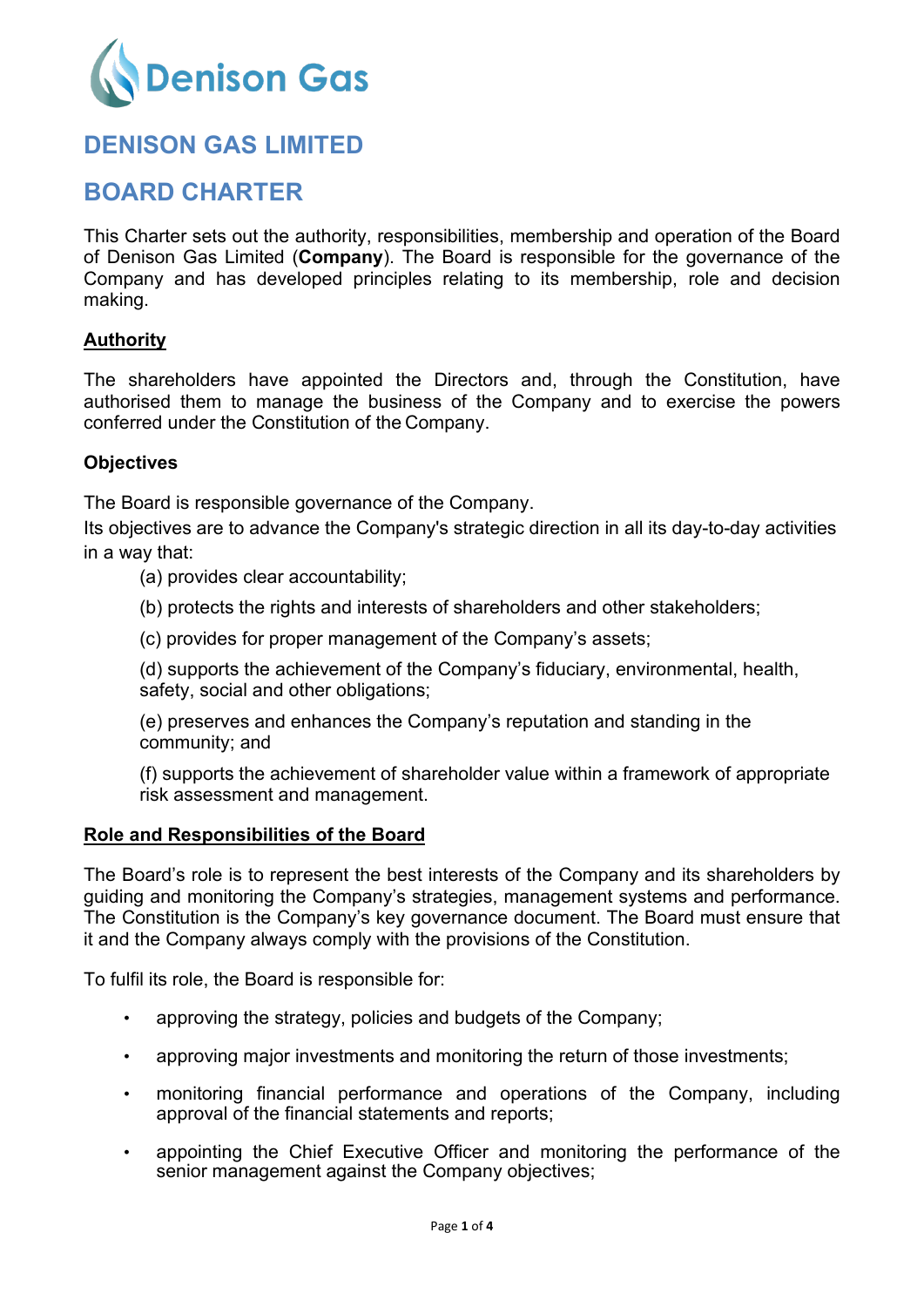Denison Gas

# DENISON GAS LIMITED

# BOARD CHARTER

This Charter sets out the authority, responsibilities, membership and operation of the Board of Denison Gas Limited (**Company**). The Board is responsible for the governance of the Company and has developed principles relating to its membership, role and decision making.

## Authority

The shareholders have appointed the Directors and, through the Constitution, have authorised them to manage the business of the Company and to exercise the powers conferred under the Constitution of the Company.

## Objectives

The Board is responsible governance of the Company.

Its objectives are to advance the Company's strategic direction in all its day-to-day activities in a way that:

(a) provides clear accountability;

(b) protects the rights and interests of shareholders and other stakeholders;

(c) provides for proper management of the Company's assets;

(d) supports the achievement of the Company's fiduciary, environmental, health, safety, social and other obligations;

(e) preserves and enhances the Company's reputation and standing in the community; and

(f) supports the achievement of shareholder value within a framework of appropriate risk assessment and management.

## Role and Responsibilities of the Board

The Board's role is to represent the best interests of the Company and its shareholders by guiding and monitoring the Company's strategies, management systems and performance. The Constitution is the Company's key governance document. The Board must ensure that it and the Company always comply with the provisions of the Constitution.

To fulfil its role, the Board is responsible for:

- approving the strategy, policies and budgets of the Company;
- approving major investments and monitoring the return of those investments;
- monitoring financial performance and operations of the Company, including approval of the financial statements and reports;
- appointing the Chief Executive Officer and monitoring the performance of the senior management against the Company objectives;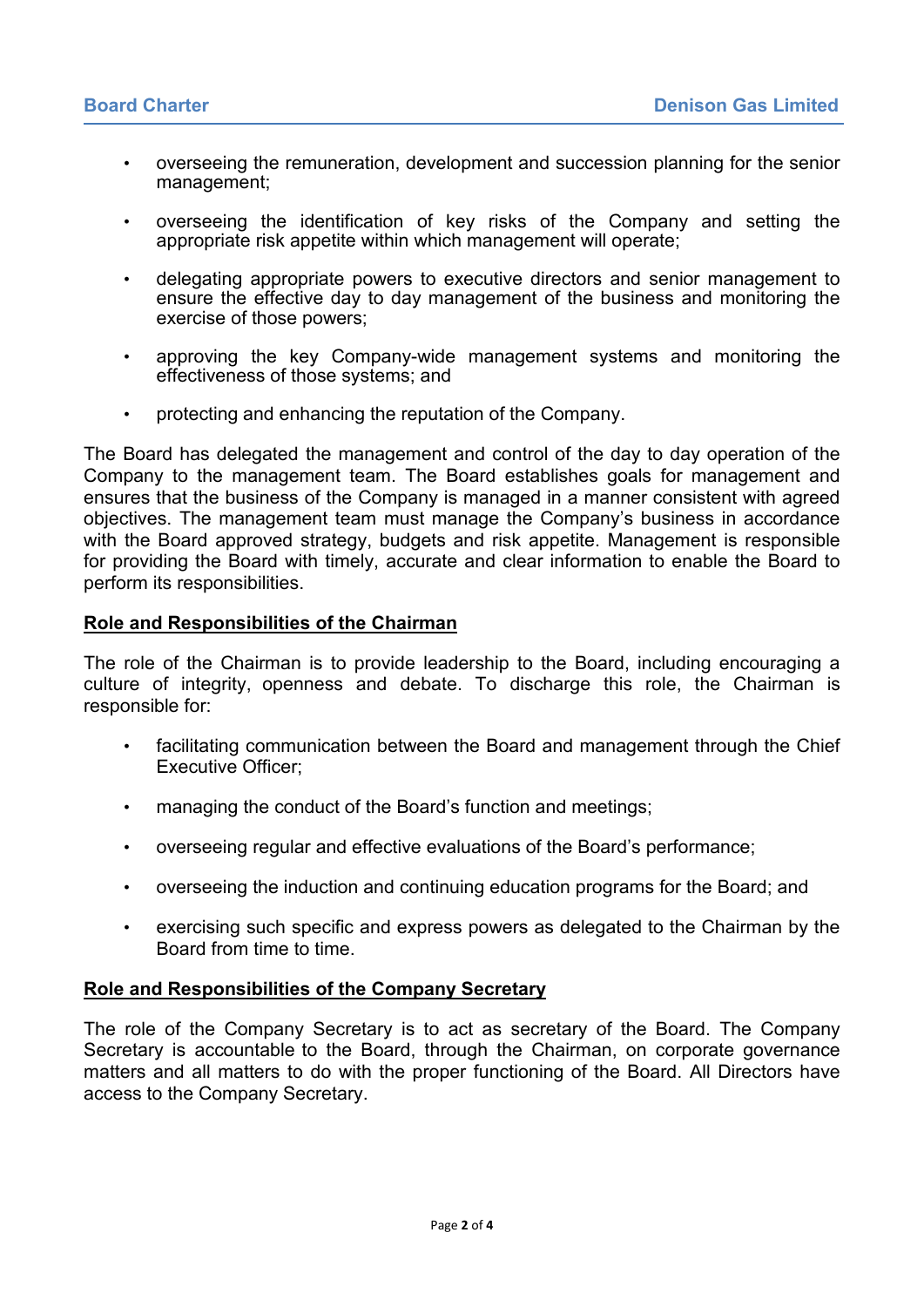- overseeing the remuneration, development and succession planning for the senior management;

- overseeing the identification of key risks of the Company and setting the appropriate risk appetite within which management will operate;

- delegating appropriate powers to executive directors and senior management to ensure the effective day to day management of the business and monitoring the exercise of those powers;

- approving the key Company-wide management systems and monitoring the effectiveness of those systems; and

- protecting and enhancing the reputation of the Company.

The Board has delegated the management and control of the day to day operation of the Company to the management team. The Board establishes goals for management and ensures that the business of the Company is managed in a manner consistent with agreed objectives. The management team must manage the Company's business in accordance with the Board approved strategy, budgets and risk appetite. Management is responsible for providing the Board with timely, accurate and clear information to enable the Board to perform its responsibilities.

## Role and Responsibilities of the Chairman

The role of the Chairman is to provide leadership to the Board, including encouraging a culture of integrity, openness and debate. To discharge this role, the Chairman is responsible for:

- facilitating communication between the Board and management through the Chief Executive Officer;

- managing the conduct of the Board's function and meetings;

- overseeing regular and effective evaluations of the Board's performance;

- overseeing the induction and continuing education programs for the Board; and

- exercising such specific and express powers as delegated to the Chairman by the Board from time to time.

## Role and Responsibilities of the Company Secretary

The role of the Company Secretary is to act as secretary of the Board. The Company Secretary is accountable to the Board, through the Chairman, on corporate governance matters and all matters to do with the proper functioning of the Board. All Directors have access to the Company Secretary.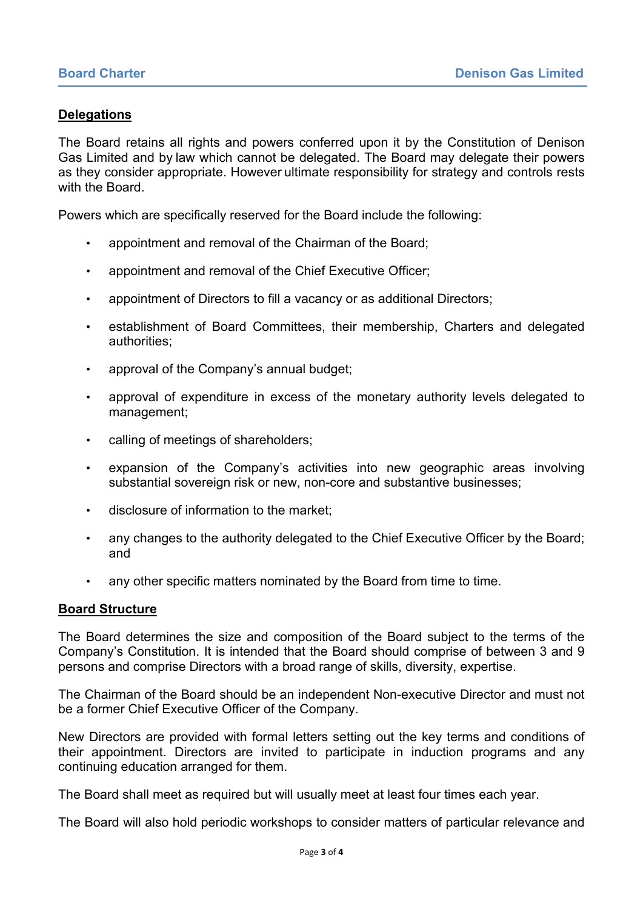## Delegations

The Board retains all rights and powers conferred upon it by the Constitution of Denison Gas Limited and by law which cannot be delegated. The Board may delegate their powers as they consider appropriate. However ultimate responsibility for strategy and controls rests with the Board.

Powers which are specifically reserved for the Board include the following:

- appointment and removal of the Chairman of the Board;
- appointment and removal of the Chief Executive Officer;
- appointment of Directors to fill a vacancy or as additional Directors;
- establishment of Board Committees, their membership, Charters and delegated authorities;
- approval of the Company's annual budget;
- approval of expenditure in excess of the monetary authority levels delegated to management;
- calling of meetings of shareholders;
- expansion of the Company's activities into new geographic areas involving substantial sovereign risk or new, non-core and substantive businesses;
- disclosure of information to the market;
- any changes to the authority delegated to the Chief Executive Officer by the Board; and
- any other specific matters nominated by the Board from time to time.

## Board Structure

The Board determines the size and composition of the Board subject to the terms of the Company's Constitution. It is intended that the Board should comprise of between 3 and 9 persons and comprise Directors with a broad range of skills, diversity, expertise.

The Chairman of the Board should be an independent Non-executive Director and must not be a former Chief Executive Officer of the Company.

New Directors are provided with formal letters setting out the key terms and conditions of their appointment. Directors are invited to participate in induction programs and any continuing education arranged for them.

The Board shall meet as required but will usually meet at least four times each year.

The Board will also hold periodic workshops to consider matters of particular relevance and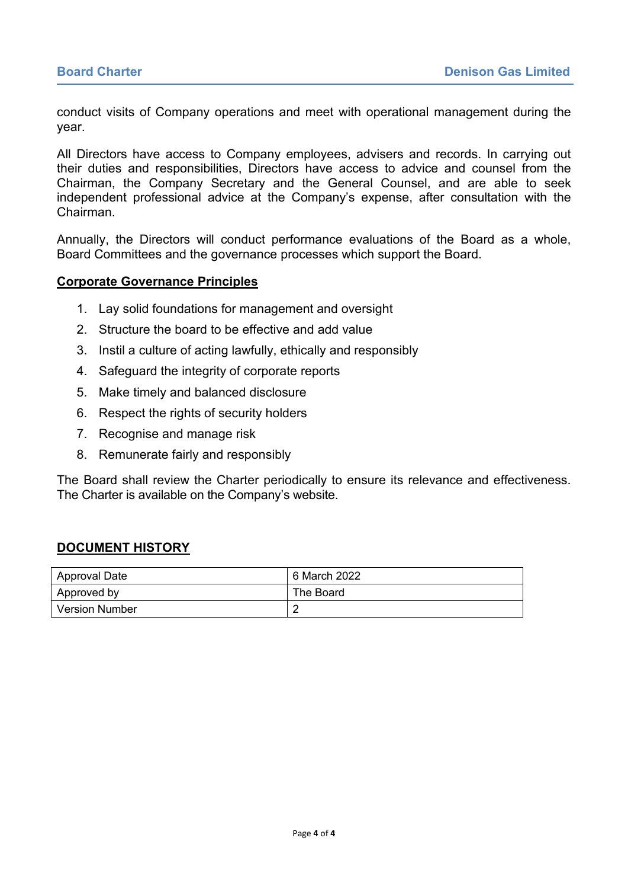conduct visits of Company operations and meet with operational management during the year.

All Directors have access to Company employees, advisers and records. In carrying out their duties and responsibilities, Directors have access to advice and counsel from the Chairman, the Company Secretary and the General Counsel, and are able to seek independent professional advice at the Company's expense, after consultation with the Chairman.

Annually, the Directors will conduct performance evaluations of the Board as a whole, Board Committees and the governance processes which support the Board.

## Corporate Governance Principles

1. Lay solid foundations for management and oversight
2. Structure the board to be effective and add value
3. Instil a culture of acting lawfully, ethically and responsibly
4. Safeguard the integrity of corporate reports
5. Make timely and balanced disclosure
6. Respect the rights of security holders
7. Recognise and manage risk
8. Remunerate fairly and responsibly

The Board shall review the Charter periodically to ensure its relevance and effectiveness. The Charter is available on the Company's website.

## DOCUMENT HISTORY

| | |
|---|---|
| Approval Date | 6 March 2022 |
| Approved by | The Board |
| Version Number | 2 |